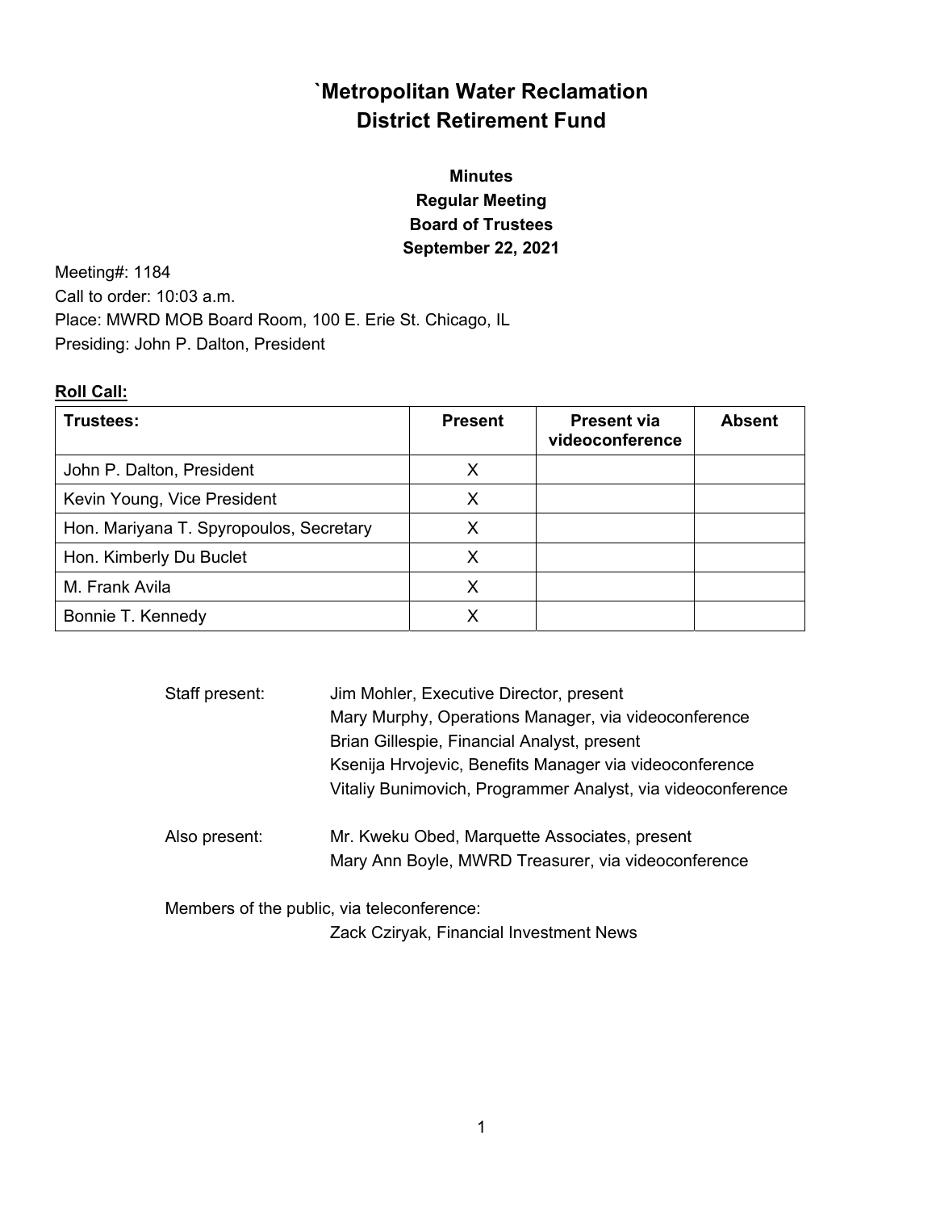# `Metropolitan Water Reclamation District Retirement Fund

**Minutes**
**Regular Meeting**
**Board of Trustees**
**September 22, 2021**

Meeting#: 1184
Call to order: 10:03 a.m.
Place: MWRD MOB Board Room, 100 E. Erie St. Chicago, IL
Presiding: John P. Dalton, President

**Roll Call:**

| Trustees: | Present | Present via videoconference | Absent |
|---|---|---|---|
| John P. Dalton, President | X | | |
| Kevin Young, Vice President | X | | |
| Hon. Mariyana T. Spyropoulos, Secretary | X | | |
| Hon. Kimberly Du Buclet | X | | |
| M. Frank Avila | X | | |
| Bonnie T. Kennedy | X | | |

Staff present:
- Jim Mohler, Executive Director, present
- Mary Murphy, Operations Manager, via videoconference
- Brian Gillespie, Financial Analyst, present
- Ksenija Hrvojevic, Benefits Manager via videoconference
- Vitaliy Bunimovich, Programmer Analyst, via videoconference

Also present:
- Mr. Kweku Obed, Marquette Associates, present
- Mary Ann Boyle, MWRD Treasurer, via videoconference

Members of the public, via teleconference:
- Zack Cziryak, Financial Investment News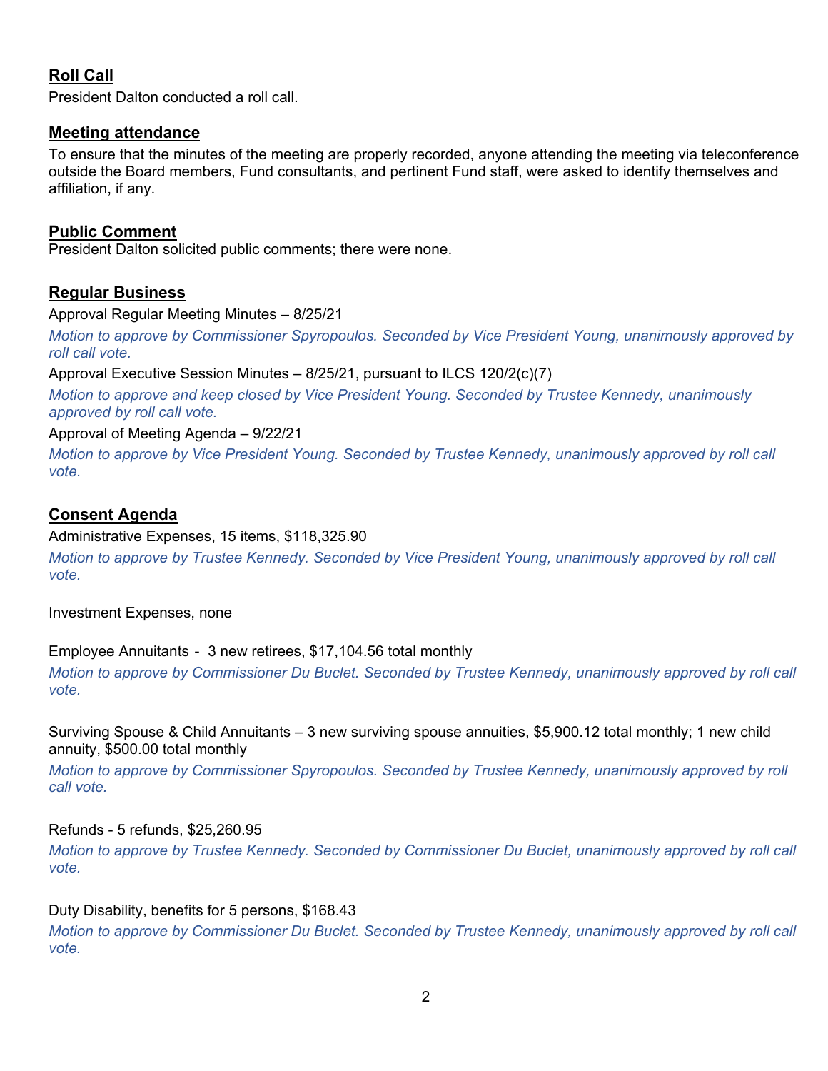## Roll Call

President Dalton conducted a roll call.

## Meeting attendance

To ensure that the minutes of the meeting are properly recorded, anyone attending the meeting via teleconference outside the Board members, Fund consultants, and pertinent Fund staff, were asked to identify themselves and affiliation, if any.

## Public Comment

President Dalton solicited public comments; there were none.

## Regular Business

Approval Regular Meeting Minutes – 8/25/21

*Motion to approve by Commissioner Spyropoulos. Seconded by Vice President Young, unanimously approved by roll call vote.*

Approval Executive Session Minutes – 8/25/21, pursuant to ILCS 120/2(c)(7)

*Motion to approve and keep closed by Vice President Young. Seconded by Trustee Kennedy, unanimously approved by roll call vote.*

Approval of Meeting Agenda – 9/22/21

*Motion to approve by Vice President Young. Seconded by Trustee Kennedy, unanimously approved by roll call vote.*

## Consent Agenda

Administrative Expenses, 15 items, $118,325.90

*Motion to approve by Trustee Kennedy. Seconded by Vice President Young, unanimously approved by roll call vote.*

Investment Expenses, none

Employee Annuitants - 3 new retirees, $17,104.56 total monthly

*Motion to approve by Commissioner Du Buclet. Seconded by Trustee Kennedy, unanimously approved by roll call vote.*

Surviving Spouse & Child Annuitants – 3 new surviving spouse annuities, $5,900.12 total monthly; 1 new child annuity, $500.00 total monthly

*Motion to approve by Commissioner Spyropoulos. Seconded by Trustee Kennedy, unanimously approved by roll call vote.*

Refunds - 5 refunds, $25,260.95

*Motion to approve by Trustee Kennedy. Seconded by Commissioner Du Buclet, unanimously approved by roll call vote.*

Duty Disability, benefits for 5 persons, $168.43

*Motion to approve by Commissioner Du Buclet. Seconded by Trustee Kennedy, unanimously approved by roll call vote.*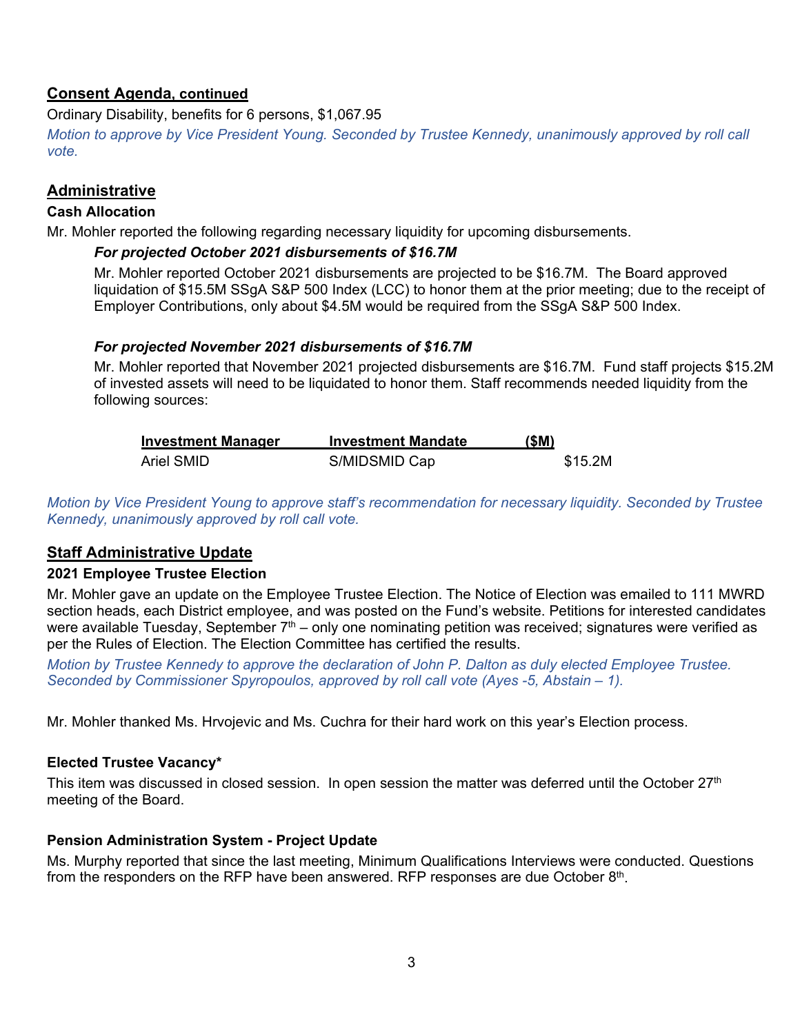## Consent Agenda, continued

Ordinary Disability, benefits for 6 persons, $1,067.95

*Motion to approve by Vice President Young. Seconded by Trustee Kennedy, unanimously approved by roll call vote.*

## Administrative

### Cash Allocation

Mr. Mohler reported the following regarding necessary liquidity for upcoming disbursements.

***For projected October 2021 disbursements of $16.7M***

Mr. Mohler reported October 2021 disbursements are projected to be $16.7M. The Board approved liquidation of $15.5M SSgA S&P 500 Index (LCC) to honor them at the prior meeting; due to the receipt of Employer Contributions, only about $4.5M would be required from the SSgA S&P 500 Index.

***For projected November 2021 disbursements of $16.7M***

Mr. Mohler reported that November 2021 projected disbursements are $16.7M. Fund staff projects $15.2M of invested assets will need to be liquidated to honor them. Staff recommends needed liquidity from the following sources:

| Investment Manager | Investment Mandate | ($M) |
|---|---|---|
| Ariel SMID | S/MIDSMID Cap | $15.2M |

*Motion by Vice President Young to approve staff's recommendation for necessary liquidity. Seconded by Trustee Kennedy, unanimously approved by roll call vote.*

## Staff Administrative Update

### 2021 Employee Trustee Election

Mr. Mohler gave an update on the Employee Trustee Election. The Notice of Election was emailed to 111 MWRD section heads, each District employee, and was posted on the Fund's website. Petitions for interested candidates were available Tuesday, September 7th – only one nominating petition was received; signatures were verified as per the Rules of Election. The Election Committee has certified the results.

*Motion by Trustee Kennedy to approve the declaration of John P. Dalton as duly elected Employee Trustee. Seconded by Commissioner Spyropoulos, approved by roll call vote (Ayes -5, Abstain – 1).*

Mr. Mohler thanked Ms. Hrvojevic and Ms. Cuchra for their hard work on this year's Election process.

### Elected Trustee Vacancy*

This item was discussed in closed session. In open session the matter was deferred until the October 27th meeting of the Board.

### Pension Administration System - Project Update

Ms. Murphy reported that since the last meeting, Minimum Qualifications Interviews were conducted. Questions from the responders on the RFP have been answered. RFP responses are due October 8th.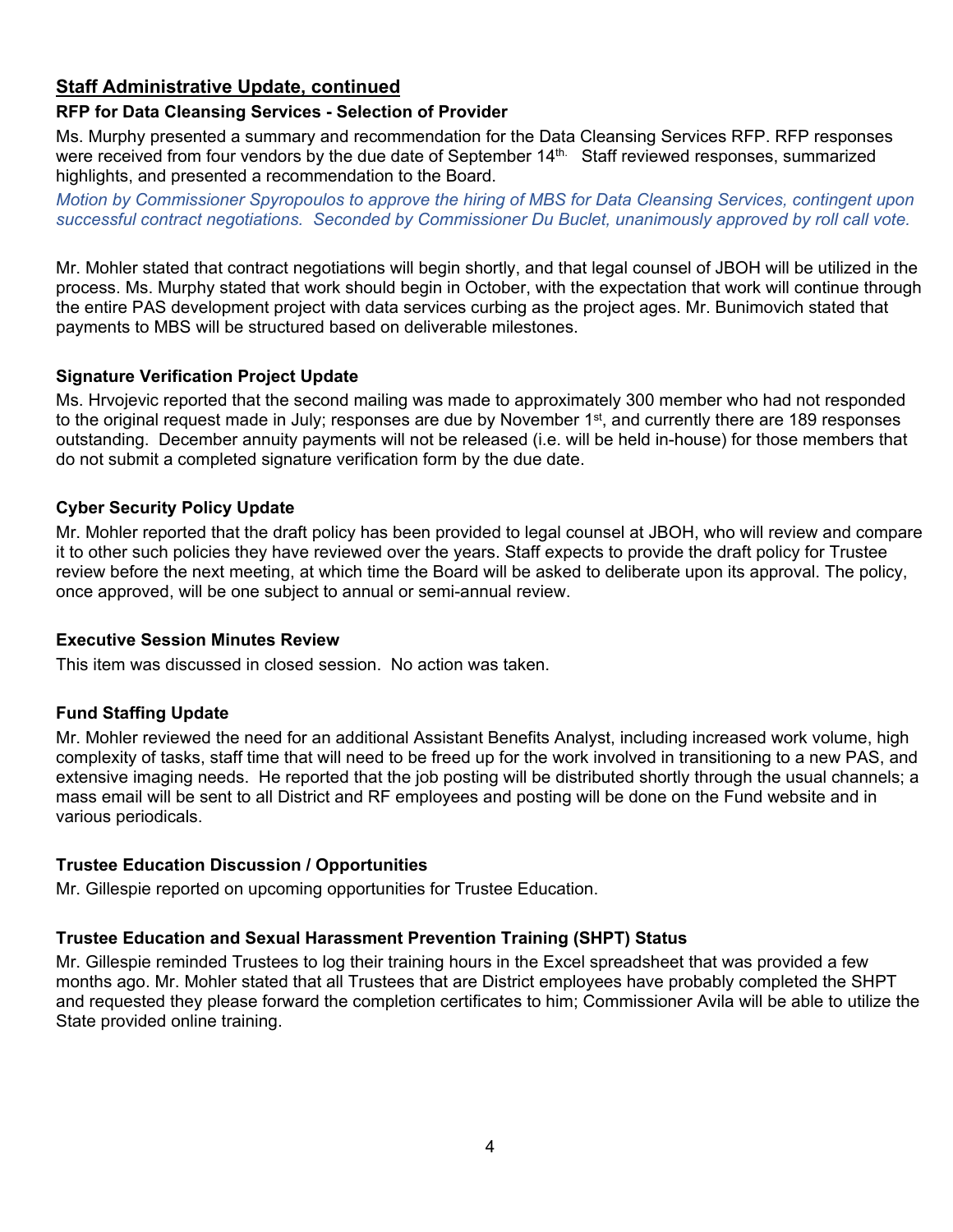## Staff Administrative Update, continued

### RFP for Data Cleansing Services - Selection of Provider

Ms. Murphy presented a summary and recommendation for the Data Cleansing Services RFP. RFP responses were received from four vendors by the due date of September 14th. Staff reviewed responses, summarized highlights, and presented a recommendation to the Board.

*Motion by Commissioner Spyropoulos to approve the hiring of MBS for Data Cleansing Services, contingent upon successful contract negotiations. Seconded by Commissioner Du Buclet, unanimously approved by roll call vote.*

Mr. Mohler stated that contract negotiations will begin shortly, and that legal counsel of JBOH will be utilized in the process. Ms. Murphy stated that work should begin in October, with the expectation that work will continue through the entire PAS development project with data services curbing as the project ages. Mr. Bunimovich stated that payments to MBS will be structured based on deliverable milestones.

### Signature Verification Project Update

Ms. Hrvojevic reported that the second mailing was made to approximately 300 member who had not responded to the original request made in July; responses are due by November 1st, and currently there are 189 responses outstanding. December annuity payments will not be released (i.e. will be held in-house) for those members that do not submit a completed signature verification form by the due date.

### Cyber Security Policy Update

Mr. Mohler reported that the draft policy has been provided to legal counsel at JBOH, who will review and compare it to other such policies they have reviewed over the years. Staff expects to provide the draft policy for Trustee review before the next meeting, at which time the Board will be asked to deliberate upon its approval. The policy, once approved, will be one subject to annual or semi-annual review.

### Executive Session Minutes Review

This item was discussed in closed session. No action was taken.

### Fund Staffing Update

Mr. Mohler reviewed the need for an additional Assistant Benefits Analyst, including increased work volume, high complexity of tasks, staff time that will need to be freed up for the work involved in transitioning to a new PAS, and extensive imaging needs. He reported that the job posting will be distributed shortly through the usual channels; a mass email will be sent to all District and RF employees and posting will be done on the Fund website and in various periodicals.

### Trustee Education Discussion / Opportunities

Mr. Gillespie reported on upcoming opportunities for Trustee Education.

### Trustee Education and Sexual Harassment Prevention Training (SHPT) Status

Mr. Gillespie reminded Trustees to log their training hours in the Excel spreadsheet that was provided a few months ago. Mr. Mohler stated that all Trustees that are District employees have probably completed the SHPT and requested they please forward the completion certificates to him; Commissioner Avila will be able to utilize the State provided online training.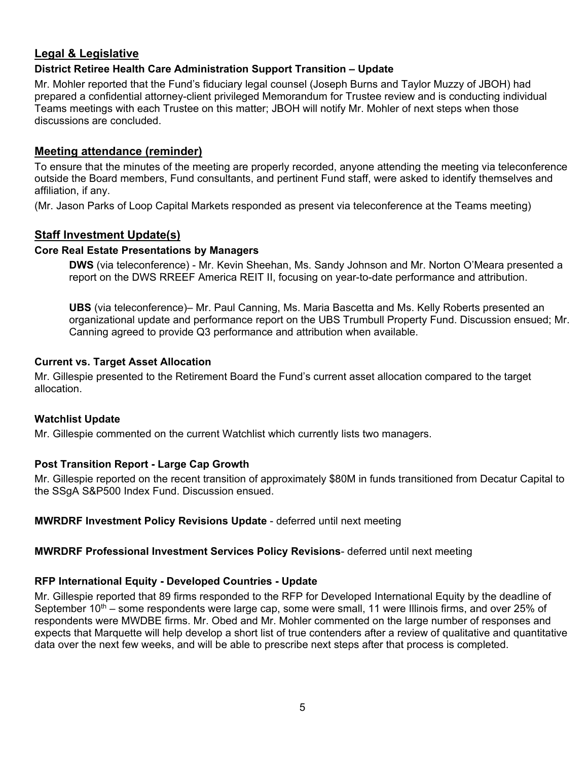## Legal & Legislative

### District Retiree Health Care Administration Support Transition – Update

Mr. Mohler reported that the Fund's fiduciary legal counsel (Joseph Burns and Taylor Muzzy of JBOH) had prepared a confidential attorney-client privileged Memorandum for Trustee review and is conducting individual Teams meetings with each Trustee on this matter; JBOH will notify Mr. Mohler of next steps when those discussions are concluded.

## Meeting attendance (reminder)

To ensure that the minutes of the meeting are properly recorded, anyone attending the meeting via teleconference outside the Board members, Fund consultants, and pertinent Fund staff, were asked to identify themselves and affiliation, if any.

(Mr. Jason Parks of Loop Capital Markets responded as present via teleconference at the Teams meeting)

## Staff Investment Update(s)

### Core Real Estate Presentations by Managers

**DWS** (via teleconference) - Mr. Kevin Sheehan, Ms. Sandy Johnson and Mr. Norton O'Meara presented a report on the DWS RREEF America REIT II, focusing on year-to-date performance and attribution.

**UBS** (via teleconference)– Mr. Paul Canning, Ms. Maria Bascetta and Ms. Kelly Roberts presented an organizational update and performance report on the UBS Trumbull Property Fund. Discussion ensued; Mr. Canning agreed to provide Q3 performance and attribution when available.

### Current vs. Target Asset Allocation

Mr. Gillespie presented to the Retirement Board the Fund's current asset allocation compared to the target allocation.

### Watchlist Update

Mr. Gillespie commented on the current Watchlist which currently lists two managers.

### Post Transition Report - Large Cap Growth

Mr. Gillespie reported on the recent transition of approximately $80M in funds transitioned from Decatur Capital to the SSgA S&P500 Index Fund. Discussion ensued.

**MWRDRF Investment Policy Revisions Update** - deferred until next meeting

**MWRDRF Professional Investment Services Policy Revisions**- deferred until next meeting

### RFP International Equity - Developed Countries - Update

Mr. Gillespie reported that 89 firms responded to the RFP for Developed International Equity by the deadline of September 10th – some respondents were large cap, some were small, 11 were Illinois firms, and over 25% of respondents were MWDBE firms. Mr. Obed and Mr. Mohler commented on the large number of responses and expects that Marquette will help develop a short list of true contenders after a review of qualitative and quantitative data over the next few weeks, and will be able to prescribe next steps after that process is completed.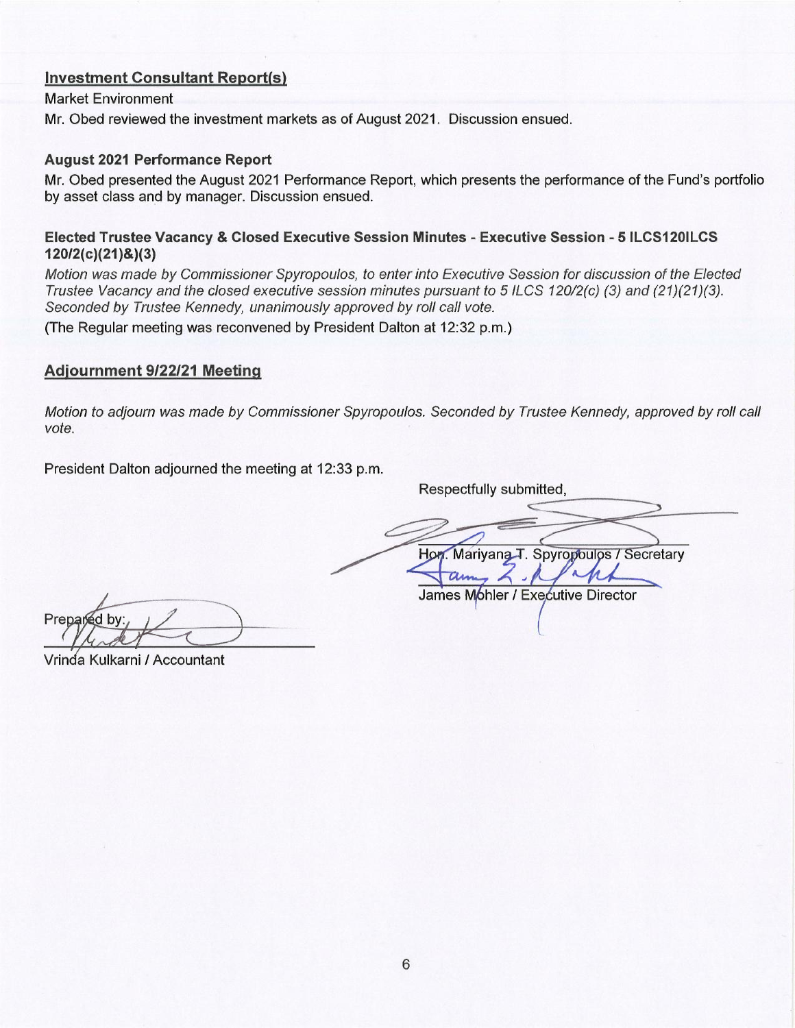## Investment Consultant Report(s)

Market Environment

Mr. Obed reviewed the investment markets as of August 2021. Discussion ensued.

### August 2021 Performance Report

Mr. Obed presented the August 2021 Performance Report, which presents the performance of the Fund's portfolio by asset class and by manager. Discussion ensued.

### Elected Trustee Vacancy & Closed Executive Session Minutes - Executive Session - 5 ILCS120ILCS 120/2(c)(21)&)(3)

*Motion was made by Commissioner Spyropoulos, to enter into Executive Session for discussion of the Elected Trustee Vacancy and the closed executive session minutes pursuant to 5 ILCS 120/2(c) (3) and (21)(21)(3). Seconded by Trustee Kennedy, unanimously approved by roll call vote.*

(The Regular meeting was reconvened by President Dalton at 12:32 p.m.)

## Adjournment 9/22/21 Meeting

*Motion to adjourn was made by Commissioner Spyropoulos. Seconded by Trustee Kennedy, approved by roll call vote.*

President Dalton adjourned the meeting at 12:33 p.m.

Respectfully submitted,

Hon. Mariyana T. Spyropoulos / Secretary

James Mohler / Executive Director

Prepared by:

Vrinda Kulkarni / Accountant